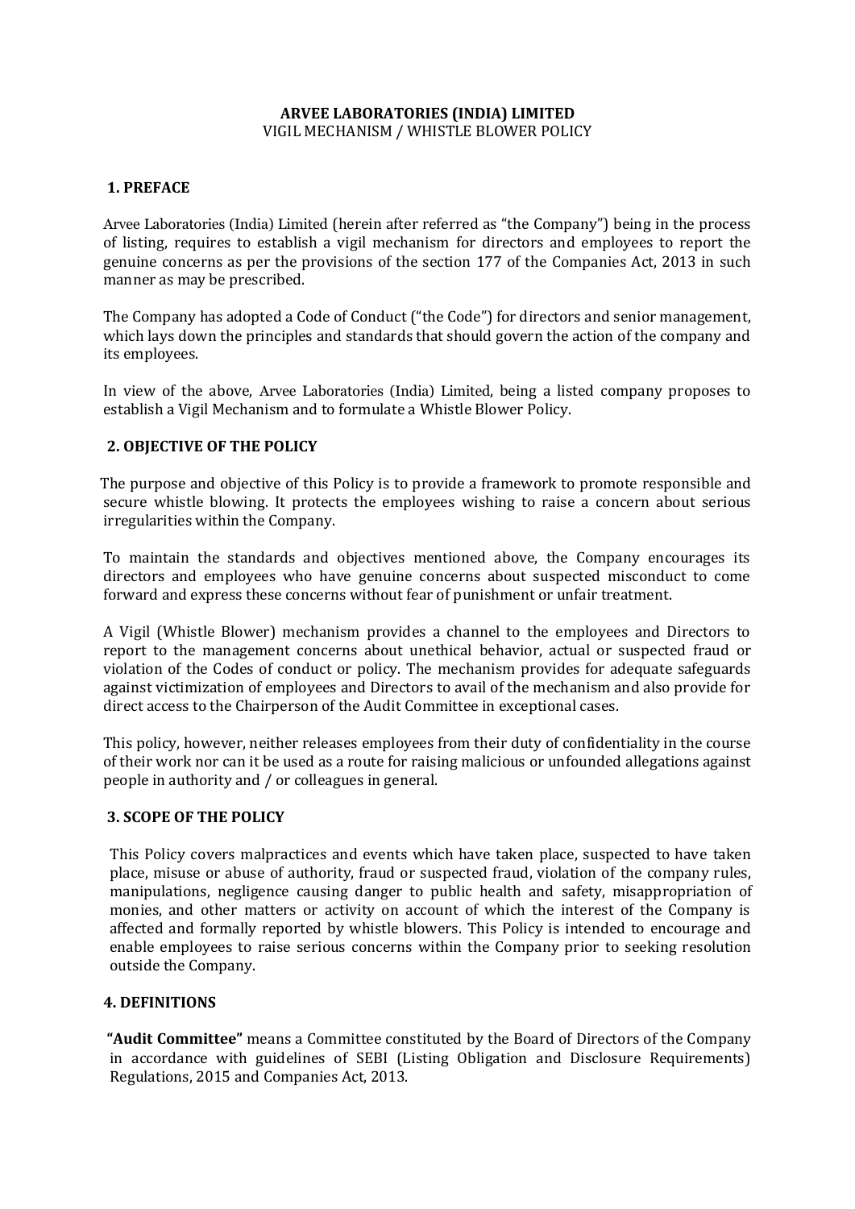# ARVEE LABORATORIES (INDIA) LIMITED

VIGIL MECHANISM / WHISTLE BLOWER POLICY

## 1. PREFACE

Arvee Laboratories (India) Limited (herein after referred as "the Company") being in the process of listing, requires to establish a vigil mechanism for directors and employees to report the genuine concerns as per the provisions of the section 177 of the Companies Act, 2013 in such manner as may be prescribed.

The Company has adopted a Code of Conduct ("the Code") for directors and senior management, which lays down the principles and standards that should govern the action of the company and its employees.

In view of the above, Arvee Laboratories (India) Limited, being a listed company proposes to establish a Vigil Mechanism and to formulate a Whistle Blower Policy.

## 2. OBJECTIVE OF THE POLICY

The purpose and objective of this Policy is to provide a framework to promote responsible and secure whistle blowing. It protects the employees wishing to raise a concern about serious irregularities within the Company.

To maintain the standards and objectives mentioned above, the Company encourages its directors and employees who have genuine concerns about suspected misconduct to come forward and express these concerns without fear of punishment or unfair treatment.

A Vigil (Whistle Blower) mechanism provides a channel to the employees and Directors to report to the management concerns about unethical behavior, actual or suspected fraud or violation of the Codes of conduct or policy. The mechanism provides for adequate safeguards against victimization of employees and Directors to avail of the mechanism and also provide for direct access to the Chairperson of the Audit Committee in exceptional cases.

This policy, however, neither releases employees from their duty of confidentiality in the course of their work nor can it be used as a route for raising malicious or unfounded allegations against people in authority and / or colleagues in general.

## 3. SCOPE OF THE POLICY

This Policy covers malpractices and events which have taken place, suspected to have taken place, misuse or abuse of authority, fraud or suspected fraud, violation of the company rules, manipulations, negligence causing danger to public health and safety, misappropriation of monies, and other matters or activity on account of which the interest of the Company is affected and formally reported by whistle blowers. This Policy is intended to encourage and enable employees to raise serious concerns within the Company prior to seeking resolution outside the Company.

## 4. DEFINITIONS

**"Audit Committee"** means a Committee constituted by the Board of Directors of the Company in accordance with guidelines of SEBI (Listing Obligation and Disclosure Requirements) Regulations, 2015 and Companies Act, 2013.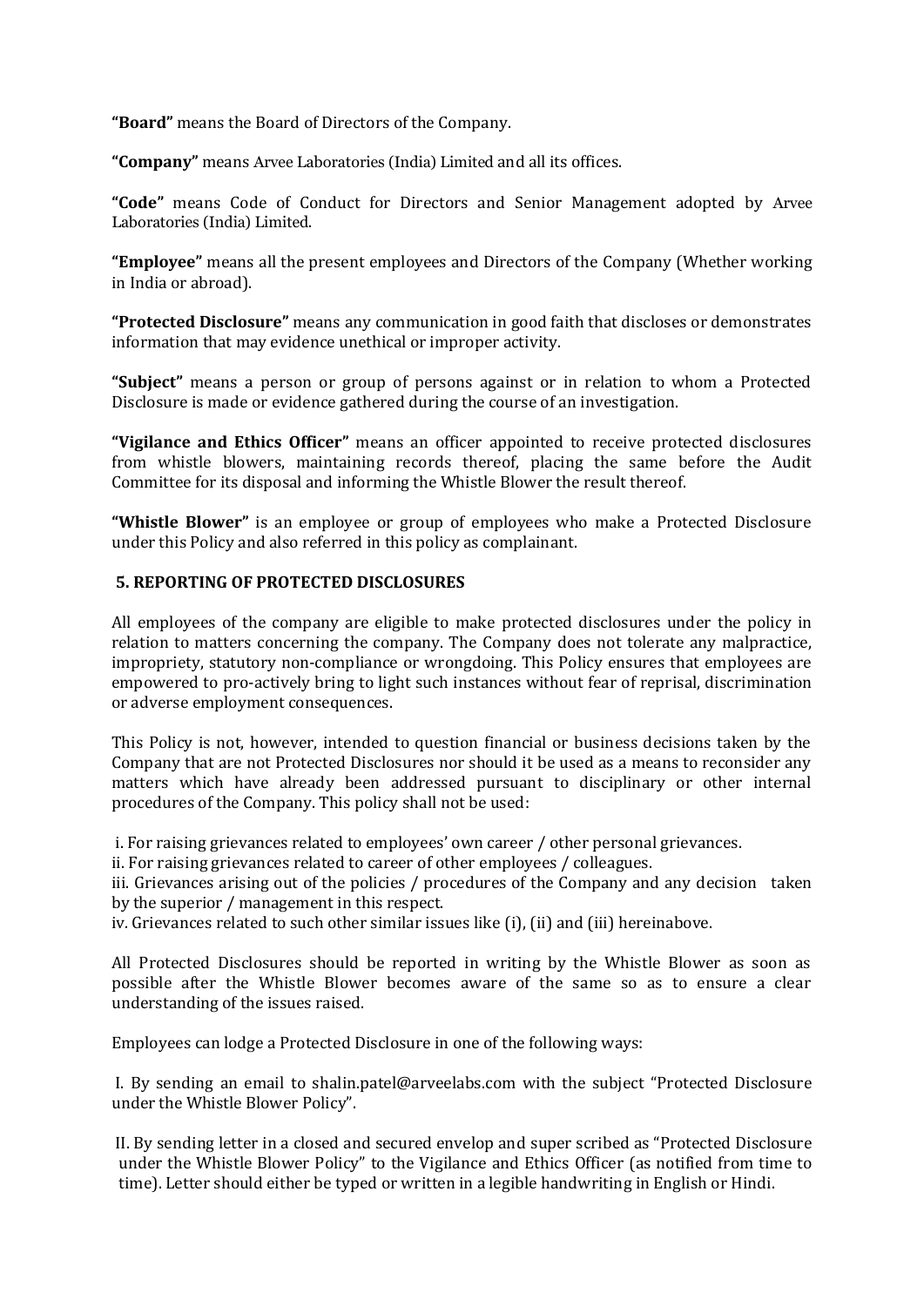**"Board"** means the Board of Directors of the Company.

**"Company"** means Arvee Laboratories (India) Limited and all its offices.

**"Code"** means Code of Conduct for Directors and Senior Management adopted by Arvee Laboratories (India) Limited.

**"Employee"** means all the present employees and Directors of the Company (Whether working in India or abroad).

**"Protected Disclosure"** means any communication in good faith that discloses or demonstrates information that may evidence unethical or improper activity.

**"Subject"** means a person or group of persons against or in relation to whom a Protected Disclosure is made or evidence gathered during the course of an investigation.

**"Vigilance and Ethics Officer"** means an officer appointed to receive protected disclosures from whistle blowers, maintaining records thereof, placing the same before the Audit Committee for its disposal and informing the Whistle Blower the result thereof.

**"Whistle Blower"** is an employee or group of employees who make a Protected Disclosure under this Policy and also referred in this policy as complainant.

## 5. REPORTING OF PROTECTED DISCLOSURES

All employees of the company are eligible to make protected disclosures under the policy in relation to matters concerning the company. The Company does not tolerate any malpractice, impropriety, statutory non-compliance or wrongdoing. This Policy ensures that employees are empowered to pro-actively bring to light such instances without fear of reprisal, discrimination or adverse employment consequences.

This Policy is not, however, intended to question financial or business decisions taken by the Company that are not Protected Disclosures nor should it be used as a means to reconsider any matters which have already been addressed pursuant to disciplinary or other internal procedures of the Company. This policy shall not be used:

i. For raising grievances related to employees' own career / other personal grievances.
ii. For raising grievances related to career of other employees / colleagues.
iii. Grievances arising out of the policies / procedures of the Company and any decision taken by the superior / management in this respect.
iv. Grievances related to such other similar issues like (i), (ii) and (iii) hereinabove.

All Protected Disclosures should be reported in writing by the Whistle Blower as soon as possible after the Whistle Blower becomes aware of the same so as to ensure a clear understanding of the issues raised.

Employees can lodge a Protected Disclosure in one of the following ways:

I. By sending an email to shalin.patel@arveelabs.com with the subject "Protected Disclosure under the Whistle Blower Policy".

II. By sending letter in a closed and secured envelop and super scribed as "Protected Disclosure under the Whistle Blower Policy" to the Vigilance and Ethics Officer (as notified from time to time). Letter should either be typed or written in a legible handwriting in English or Hindi.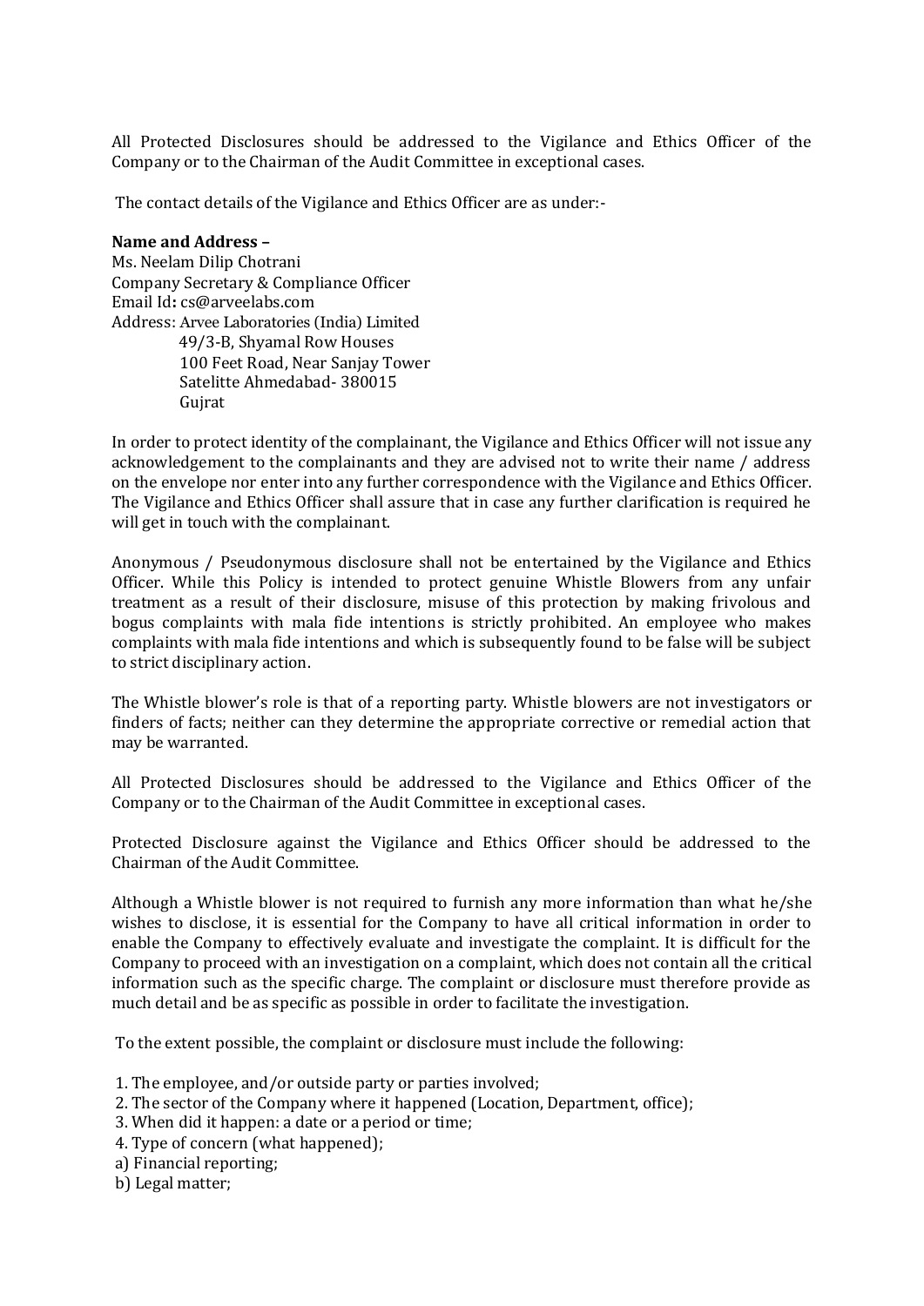All Protected Disclosures should be addressed to the Vigilance and Ethics Officer of the Company or to the Chairman of the Audit Committee in exceptional cases.

The contact details of the Vigilance and Ethics Officer are as under:-

**Name and Address –**

Ms. Neelam Dilip Chotrani
Company Secretary & Compliance Officer
Email Id**:** cs@arveelabs.com
Address: Arvee Laboratories (India) Limited
49/3-B, Shyamal Row Houses
100 Feet Road, Near Sanjay Tower
Satelitte Ahmedabad- 380015
Gujrat

In order to protect identity of the complainant, the Vigilance and Ethics Officer will not issue any acknowledgement to the complainants and they are advised not to write their name / address on the envelope nor enter into any further correspondence with the Vigilance and Ethics Officer. The Vigilance and Ethics Officer shall assure that in case any further clarification is required he will get in touch with the complainant.

Anonymous / Pseudonymous disclosure shall not be entertained by the Vigilance and Ethics Officer. While this Policy is intended to protect genuine Whistle Blowers from any unfair treatment as a result of their disclosure, misuse of this protection by making frivolous and bogus complaints with mala fide intentions is strictly prohibited. An employee who makes complaints with mala fide intentions and which is subsequently found to be false will be subject to strict disciplinary action.

The Whistle blower's role is that of a reporting party. Whistle blowers are not investigators or finders of facts; neither can they determine the appropriate corrective or remedial action that may be warranted.

All Protected Disclosures should be addressed to the Vigilance and Ethics Officer of the Company or to the Chairman of the Audit Committee in exceptional cases.

Protected Disclosure against the Vigilance and Ethics Officer should be addressed to the Chairman of the Audit Committee.

Although a Whistle blower is not required to furnish any more information than what he/she wishes to disclose, it is essential for the Company to have all critical information in order to enable the Company to effectively evaluate and investigate the complaint. It is difficult for the Company to proceed with an investigation on a complaint, which does not contain all the critical information such as the specific charge. The complaint or disclosure must therefore provide as much detail and be as specific as possible in order to facilitate the investigation.

To the extent possible, the complaint or disclosure must include the following:

1. The employee, and/or outside party or parties involved;
2. The sector of the Company where it happened (Location, Department, office);
3. When did it happen: a date or a period or time;
4. Type of concern (what happened);

a) Financial reporting;
b) Legal matter;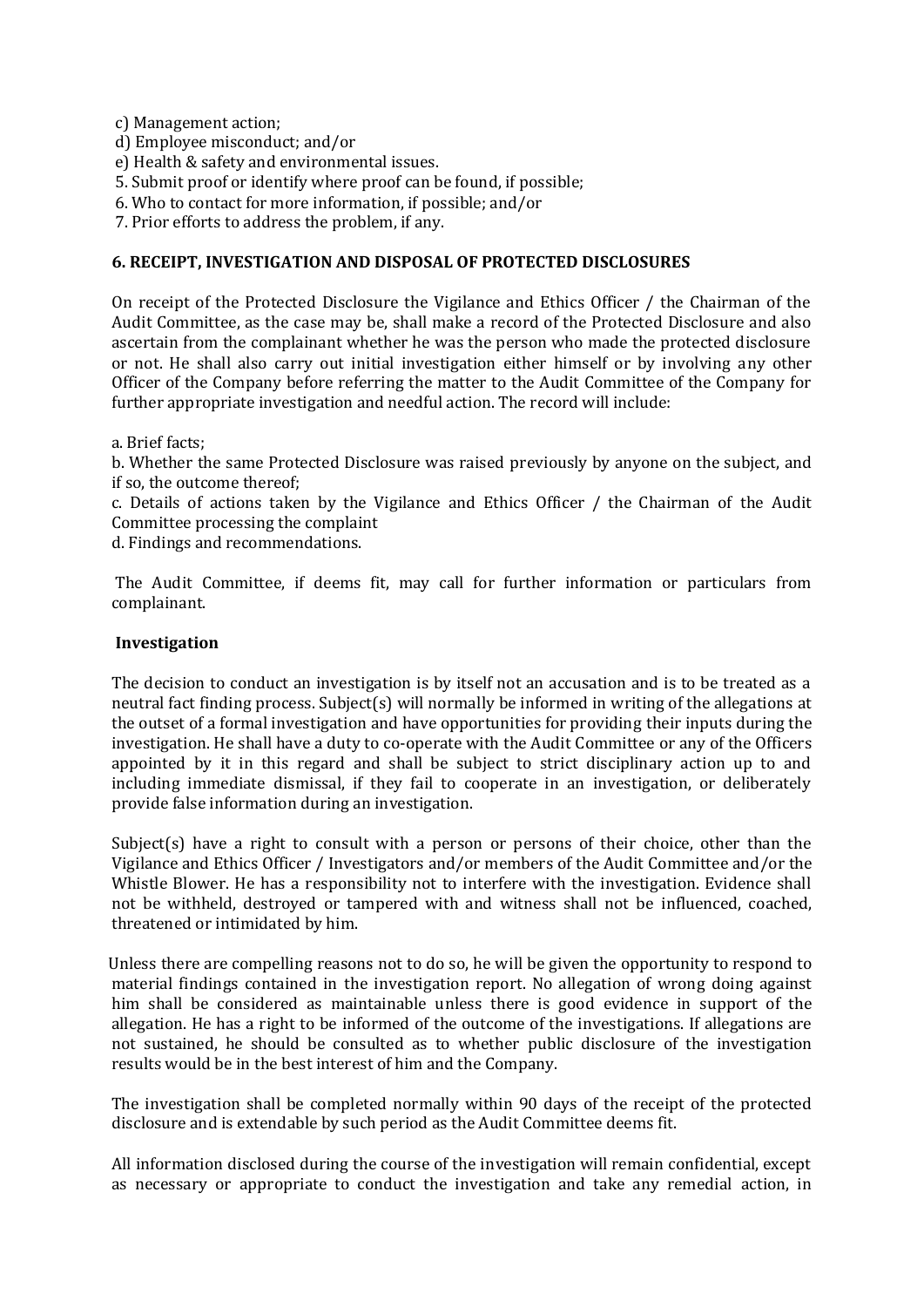c) Management action;  
d) Employee misconduct; and/or  
e) Health & safety and environmental issues.  
5. Submit proof or identify where proof can be found, if possible;  
6. Who to contact for more information, if possible; and/or  
7. Prior efforts to address the problem, if any.

### 6. RECEIPT, INVESTIGATION AND DISPOSAL OF PROTECTED DISCLOSURES

On receipt of the Protected Disclosure the Vigilance and Ethics Officer / the Chairman of the Audit Committee, as the case may be, shall make a record of the Protected Disclosure and also ascertain from the complainant whether he was the person who made the protected disclosure or not. He shall also carry out initial investigation either himself or by involving any other Officer of the Company before referring the matter to the Audit Committee of the Company for further appropriate investigation and needful action. The record will include:

a. Brief facts;  
b. Whether the same Protected Disclosure was raised previously by anyone on the subject, and if so, the outcome thereof;  
c. Details of actions taken by the Vigilance and Ethics Officer / the Chairman of the Audit Committee processing the complaint  
d. Findings and recommendations.

The Audit Committee, if deems fit, may call for further information or particulars from complainant.

**Investigation**

The decision to conduct an investigation is by itself not an accusation and is to be treated as a neutral fact finding process. Subject(s) will normally be informed in writing of the allegations at the outset of a formal investigation and have opportunities for providing their inputs during the investigation. He shall have a duty to co-operate with the Audit Committee or any of the Officers appointed by it in this regard and shall be subject to strict disciplinary action up to and including immediate dismissal, if they fail to cooperate in an investigation, or deliberately provide false information during an investigation.

Subject(s) have a right to consult with a person or persons of their choice, other than the Vigilance and Ethics Officer / Investigators and/or members of the Audit Committee and/or the Whistle Blower. He has a responsibility not to interfere with the investigation. Evidence shall not be withheld, destroyed or tampered with and witness shall not be influenced, coached, threatened or intimidated by him.

Unless there are compelling reasons not to do so, he will be given the opportunity to respond to material findings contained in the investigation report. No allegation of wrong doing against him shall be considered as maintainable unless there is good evidence in support of the allegation. He has a right to be informed of the outcome of the investigations. If allegations are not sustained, he should be consulted as to whether public disclosure of the investigation results would be in the best interest of him and the Company.

The investigation shall be completed normally within 90 days of the receipt of the protected disclosure and is extendable by such period as the Audit Committee deems fit.

All information disclosed during the course of the investigation will remain confidential, except as necessary or appropriate to conduct the investigation and take any remedial action, in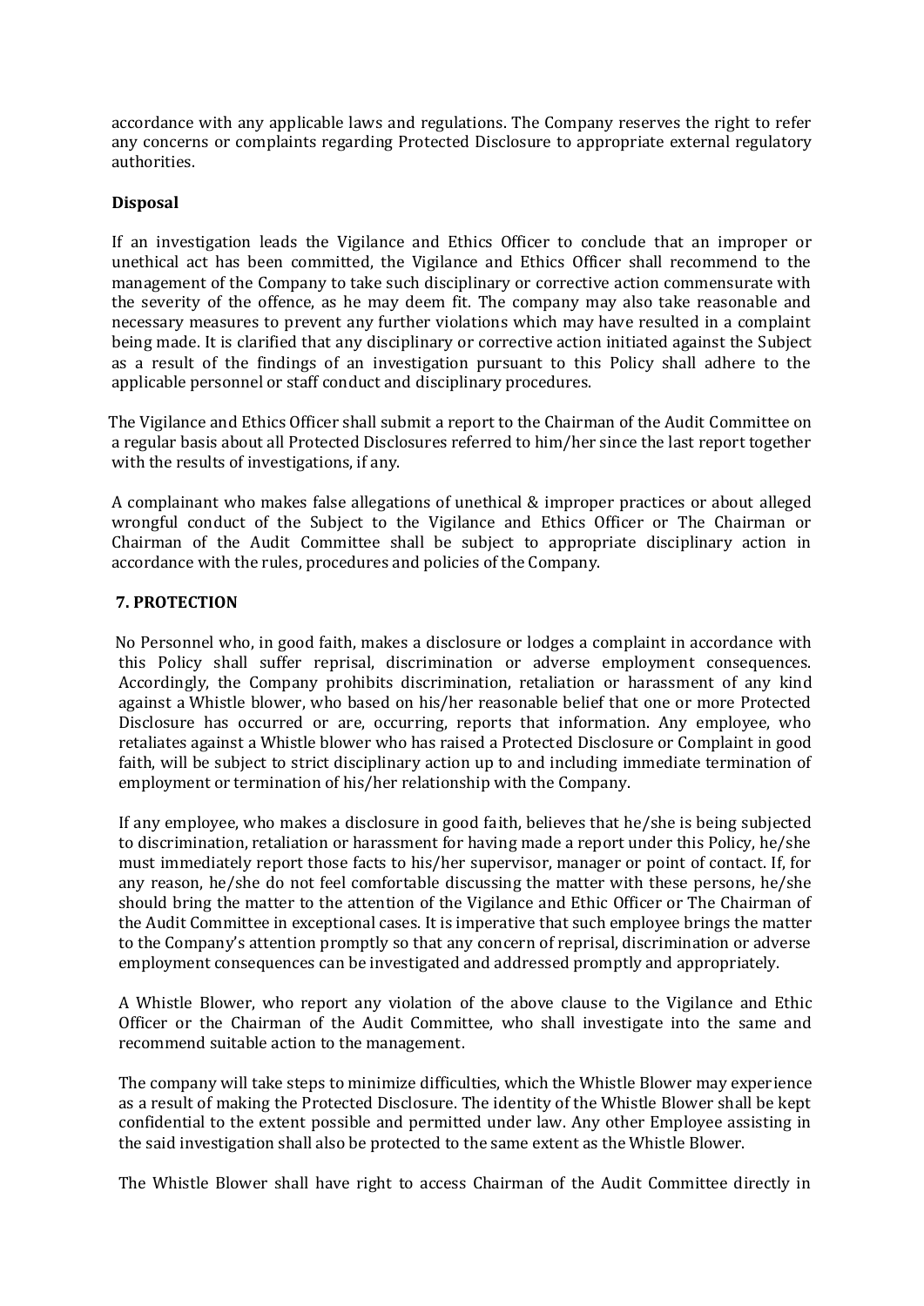accordance with any applicable laws and regulations. The Company reserves the right to refer any concerns or complaints regarding Protected Disclosure to appropriate external regulatory authorities.

**Disposal**

If an investigation leads the Vigilance and Ethics Officer to conclude that an improper or unethical act has been committed, the Vigilance and Ethics Officer shall recommend to the management of the Company to take such disciplinary or corrective action commensurate with the severity of the offence, as he may deem fit. The company may also take reasonable and necessary measures to prevent any further violations which may have resulted in a complaint being made. It is clarified that any disciplinary or corrective action initiated against the Subject as a result of the findings of an investigation pursuant to this Policy shall adhere to the applicable personnel or staff conduct and disciplinary procedures.

The Vigilance and Ethics Officer shall submit a report to the Chairman of the Audit Committee on a regular basis about all Protected Disclosures referred to him/her since the last report together with the results of investigations, if any.

A complainant who makes false allegations of unethical & improper practices or about alleged wrongful conduct of the Subject to the Vigilance and Ethics Officer or The Chairman or Chairman of the Audit Committee shall be subject to appropriate disciplinary action in accordance with the rules, procedures and policies of the Company.

## 7. PROTECTION

No Personnel who, in good faith, makes a disclosure or lodges a complaint in accordance with this Policy shall suffer reprisal, discrimination or adverse employment consequences. Accordingly, the Company prohibits discrimination, retaliation or harassment of any kind against a Whistle blower, who based on his/her reasonable belief that one or more Protected Disclosure has occurred or are, occurring, reports that information. Any employee, who retaliates against a Whistle blower who has raised a Protected Disclosure or Complaint in good faith, will be subject to strict disciplinary action up to and including immediate termination of employment or termination of his/her relationship with the Company.

If any employee, who makes a disclosure in good faith, believes that he/she is being subjected to discrimination, retaliation or harassment for having made a report under this Policy, he/she must immediately report those facts to his/her supervisor, manager or point of contact. If, for any reason, he/she do not feel comfortable discussing the matter with these persons, he/she should bring the matter to the attention of the Vigilance and Ethic Officer or The Chairman of the Audit Committee in exceptional cases. It is imperative that such employee brings the matter to the Company's attention promptly so that any concern of reprisal, discrimination or adverse employment consequences can be investigated and addressed promptly and appropriately.

A Whistle Blower, who report any violation of the above clause to the Vigilance and Ethic Officer or the Chairman of the Audit Committee, who shall investigate into the same and recommend suitable action to the management.

The company will take steps to minimize difficulties, which the Whistle Blower may experience as a result of making the Protected Disclosure. The identity of the Whistle Blower shall be kept confidential to the extent possible and permitted under law. Any other Employee assisting in the said investigation shall also be protected to the same extent as the Whistle Blower.

The Whistle Blower shall have right to access Chairman of the Audit Committee directly in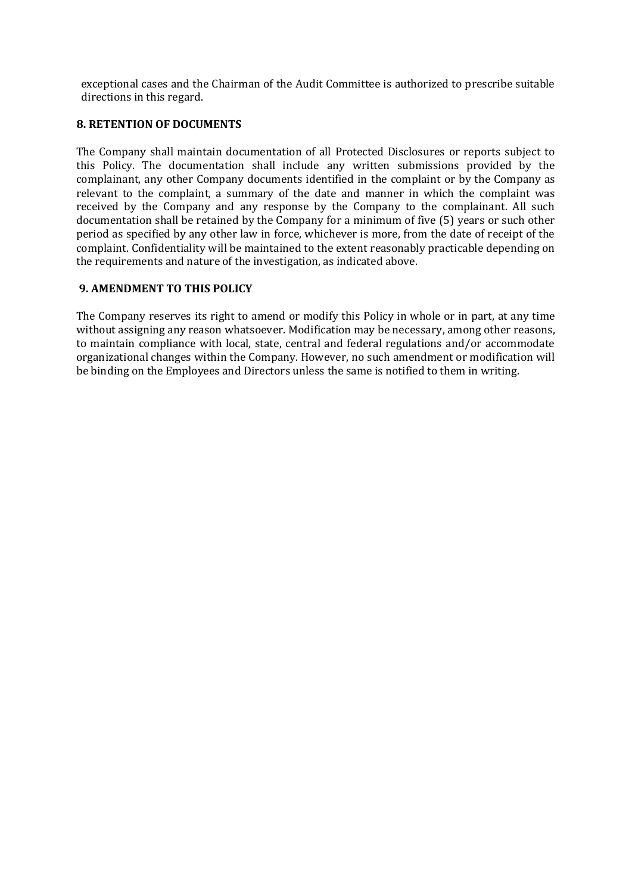exceptional cases and the Chairman of the Audit Committee is authorized to prescribe suitable directions in this regard.

## 8. RETENTION OF DOCUMENTS

The Company shall maintain documentation of all Protected Disclosures or reports subject to this Policy. The documentation shall include any written submissions provided by the complainant, any other Company documents identified in the complaint or by the Company as relevant to the complaint, a summary of the date and manner in which the complaint was received by the Company and any response by the Company to the complainant. All such documentation shall be retained by the Company for a minimum of five (5) years or such other period as specified by any other law in force, whichever is more, from the date of receipt of the complaint. Confidentiality will be maintained to the extent reasonably practicable depending on the requirements and nature of the investigation, as indicated above.

## 9. AMENDMENT TO THIS POLICY

The Company reserves its right to amend or modify this Policy in whole or in part, at any time without assigning any reason whatsoever. Modification may be necessary, among other reasons, to maintain compliance with local, state, central and federal regulations and/or accommodate organizational changes within the Company. However, no such amendment or modification will be binding on the Employees and Directors unless the same is notified to them in writing.